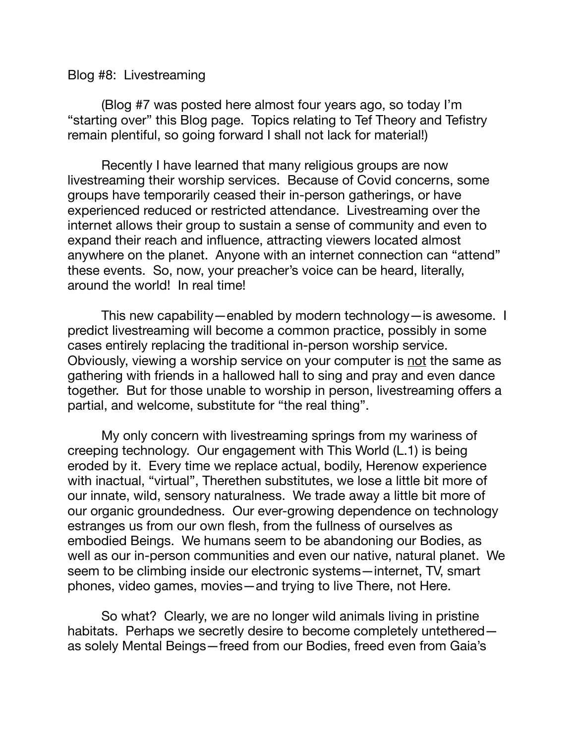Blog #8: Livestreaming

(Blog #7 was posted here almost four years ago, so today I'm "starting over" this Blog page. Topics relating to Tef Theory and Tefistry remain plentiful, so going forward I shall not lack for material!)

Recently I have learned that many religious groups are now livestreaming their worship services. Because of Covid concerns, some groups have temporarily ceased their in-person gatherings, or have experienced reduced or restricted attendance. Livestreaming over the internet allows their group to sustain a sense of community and even to expand their reach and influence, attracting viewers located almost anywhere on the planet. Anyone with an internet connection can "attend" these events. So, now, your preacher's voice can be heard, literally, around the world! In real time!

This new capability—enabled by modern technology—is awesome. I predict livestreaming will become a common practice, possibly in some cases entirely replacing the traditional in-person worship service. Obviously, viewing a worship service on your computer is <u>not</u> the same as gathering with friends in a hallowed hall to sing and pray and even dance together. But for those unable to worship in person, livestreaming offers a partial, and welcome, substitute for "the real thing".

My only concern with livestreaming springs from my wariness of creeping technology. Our engagement with This World (L.1) is being eroded by it. Every time we replace actual, bodily, Herenow experience with inactual, "virtual", Therethen substitutes, we lose a little bit more of our innate, wild, sensory naturalness. We trade away a little bit more of our organic groundedness. Our ever-growing dependence on technology estranges us from our own flesh, from the fullness of ourselves as embodied Beings. We humans seem to be abandoning our Bodies, as well as our in-person communities and even our native, natural planet. We seem to be climbing inside our electronic systems—internet, TV, smart phones, video games, movies—and trying to live There, not Here.

So what? Clearly, we are no longer wild animals living in pristine habitats. Perhaps we secretly desire to become completely untethered—as solely Mental Beings—freed from our Bodies, freed even from Gaia's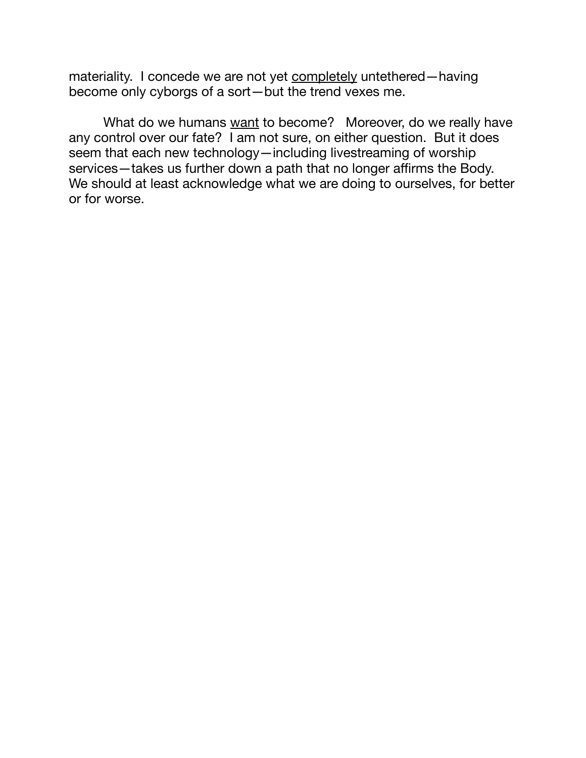materiality. I concede we are not yet <u>completely</u> untethered—having become only cyborgs of a sort—but the trend vexes me.

What do we humans <u>want</u> to become? Moreover, do we really have any control over our fate? I am not sure, on either question. But it does seem that each new technology—including livestreaming of worship services—takes us further down a path that no longer affirms the Body. We should at least acknowledge what we are doing to ourselves, for better or for worse.